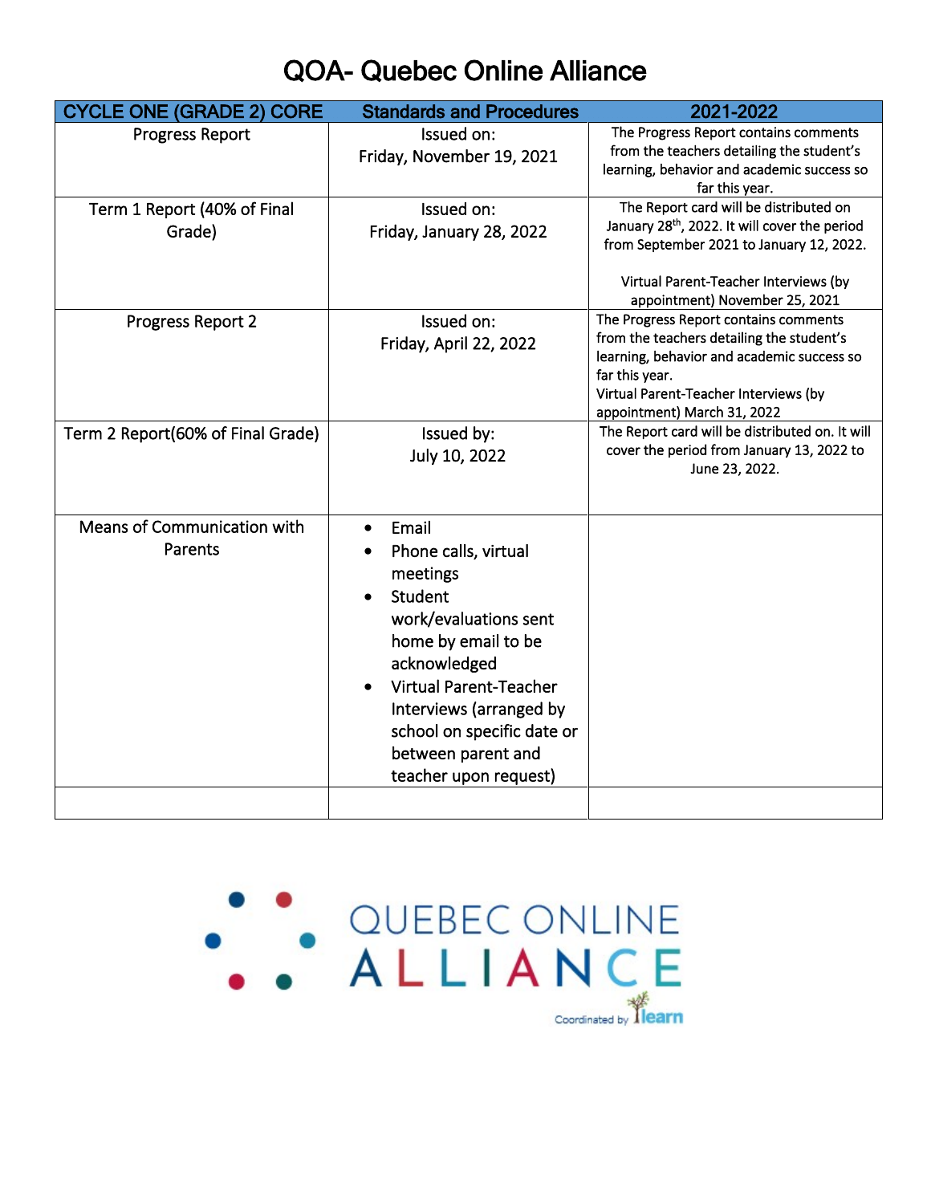# QOA- Quebec Online Alliance

| CYCLE ONE (GRADE 2) CORE | Standards and Procedures | 2021-2022 |
|---|---|---|
| Progress Report | Issued on:<br>Friday, November 19, 2021 | The Progress Report contains comments from the teachers detailing the student's learning, behavior and academic success so far this year. |
| Term 1 Report (40% of Final Grade) | Issued on:<br>Friday, January 28, 2022 | The Report card will be distributed on January 28th, 2022. It will cover the period from September 2021 to January 12, 2022.<br><br>Virtual Parent-Teacher Interviews (by appointment) November 25, 2021 |
| Progress Report 2 | Issued on:<br>Friday, April 22, 2022 | The Progress Report contains comments from the teachers detailing the student's learning, behavior and academic success so far this year.<br>Virtual Parent-Teacher Interviews (by appointment) March 31, 2022 |
| Term 2 Report(60% of Final Grade) | Issued by:<br>July 10, 2022 | The Report card will be distributed on. It will cover the period from January 13, 2022 to June 23, 2022. |
| Means of Communication with Parents | • Email<br>• Phone calls, virtual meetings<br>• Student work/evaluations sent home by email to be acknowledged<br>• Virtual Parent-Teacher Interviews (arranged by school on specific date or between parent and teacher upon request) | |
| | | |

QUEBEC ONLINE ALLIANCE

Coordinated by learn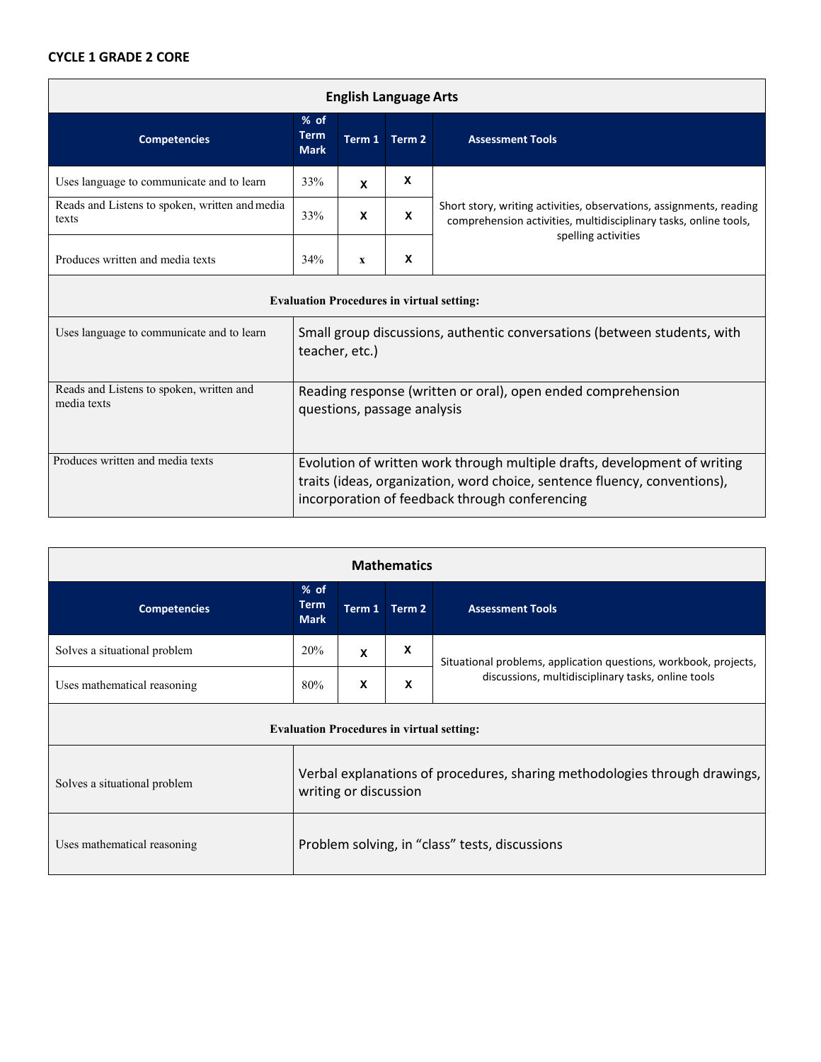**CYCLE 1 GRADE 2 CORE**

| English Language Arts | | | | |
|---|---|---|---|---|
| **Competencies** | **% of Term Mark** | **Term 1** | **Term 2** | **Assessment Tools** |
| Uses language to communicate and to learn | 33% | X | X | Short story, writing activities, observations, assignments, reading comprehension activities, multidisciplinary tasks, online tools, spelling activities |
| Reads and Listens to spoken, written and media texts | 33% | X | X | |
| Produces written and media texts | 34% | x | X | |

| Evaluation Procedures in virtual setting: | |
|---|---|
| Uses language to communicate and to learn | Small group discussions, authentic conversations (between students, with teacher, etc.) |
| Reads and Listens to spoken, written and media texts | Reading response (written or oral), open ended comprehension questions, passage analysis |
| Produces written and media texts | Evolution of written work through multiple drafts, development of writing traits (ideas, organization, word choice, sentence fluency, conventions), incorporation of feedback through conferencing |

| Mathematics | | | | |
|---|---|---|---|---|
| **Competencies** | **% of Term Mark** | **Term 1** | **Term 2** | **Assessment Tools** |
| Solves a situational problem | 20% | X | X | Situational problems, application questions, workbook, projects, discussions, multidisciplinary tasks, online tools |
| Uses mathematical reasoning | 80% | X | X | |

| Evaluation Procedures in virtual setting: | |
|---|---|
| Solves a situational problem | Verbal explanations of procedures, sharing methodologies through drawings, writing or discussion |
| Uses mathematical reasoning | Problem solving, in "class" tests, discussions |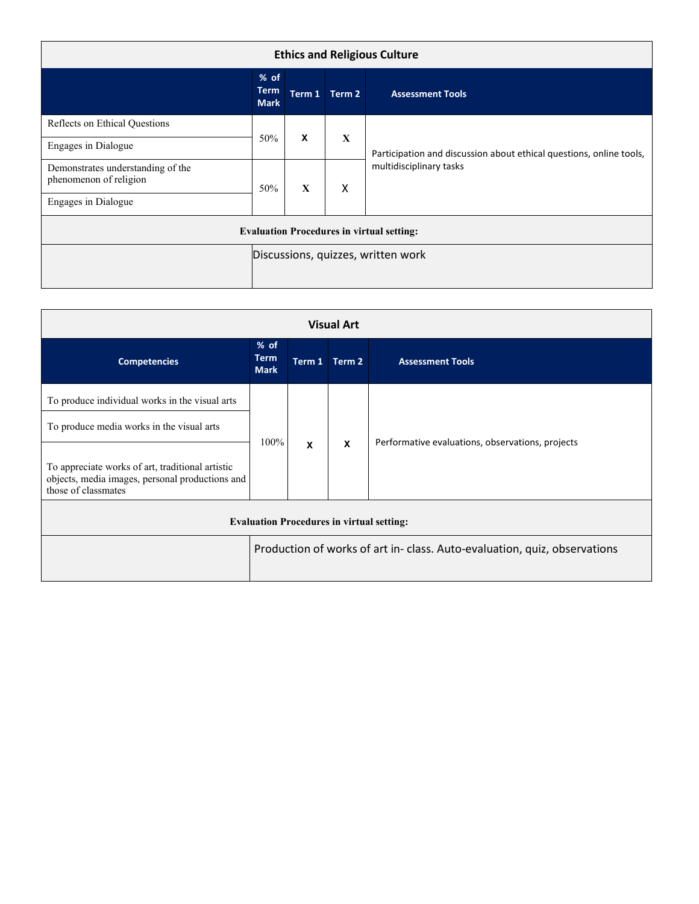## Ethics and Religious Culture

| | % of Term Mark | Term 1 | Term 2 | Assessment Tools |
|---|---|---|---|---|
| Reflects on Ethical Questions | 50% | X | X | Participation and discussion about ethical questions, online tools, multidisciplinary tasks |
| Engages in Dialogue | | | | |
| Demonstrates understanding of the phenomenon of religion | 50% | X | X | |
| Engages in Dialogue | | | | |
| **Evaluation Procedures in virtual setting:** | | | | |
| | Discussions, quizzes, written work | | | |

## Visual Art

| Competencies | % of Term Mark | Term 1 | Term 2 | Assessment Tools |
|---|---|---|---|---|
| To produce individual works in the visual arts | 100% | X | X | Performative evaluations, observations, projects |
| To produce media works in the visual arts | | | | |
| To appreciate works of art, traditional artistic objects, media images, personal productions and those of classmates | | | | |
| **Evaluation Procedures in virtual setting:** | | | | |
| | Production of works of art in- class. Auto-evaluation, quiz, observations | | | |